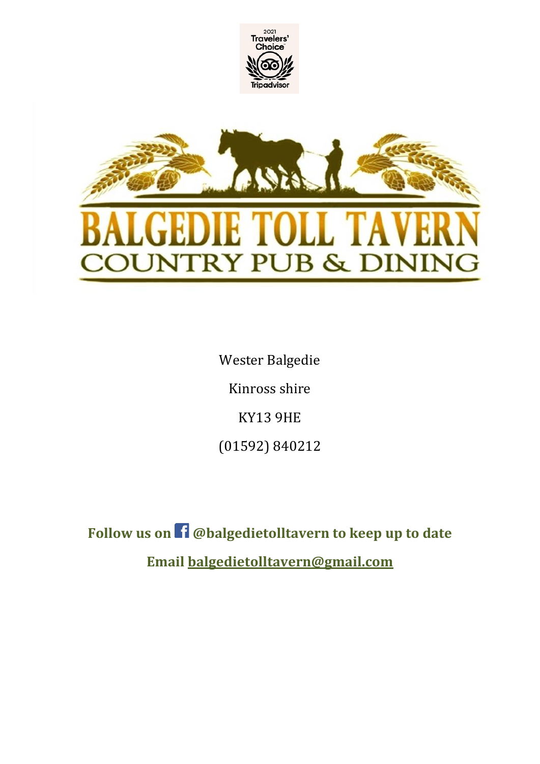2021 Travelers' Choice Tripadvisor

# BALGEDIE TOLL TAVERN

## COUNTRY PUB & DINING

Wester Balgedie

Kinross shire

KY13 9HE

(01592) 840212

**Follow us on @balgedietolltavern to keep up to date**

**Email balgedietolltavern@gmail.com**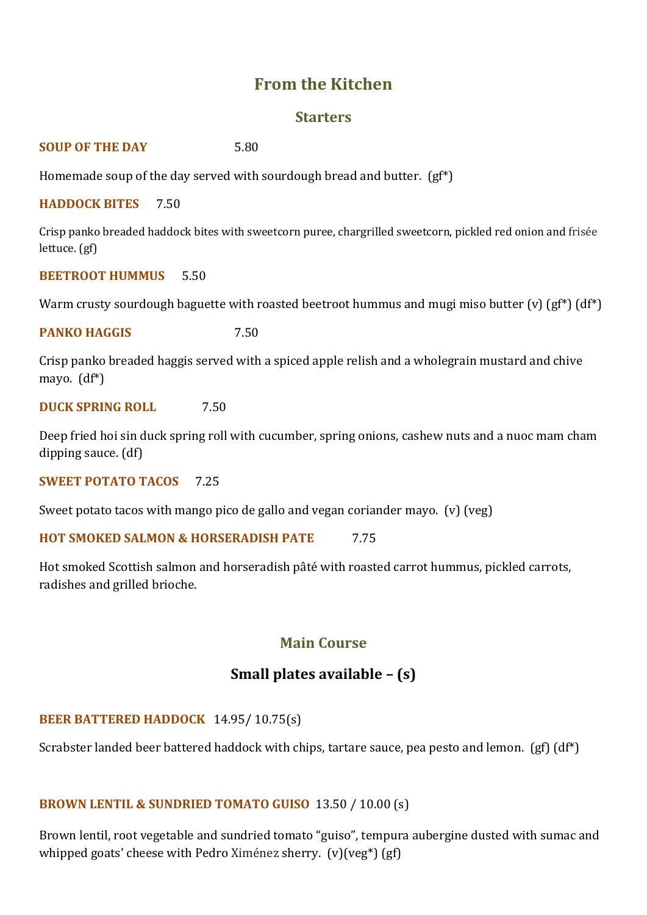## From the Kitchen

### Starters

**SOUP OF THE DAY** 5.80

Homemade soup of the day served with sourdough bread and butter. (gf*)

**HADDOCK BITES** 7.50

Crisp panko breaded haddock bites with sweetcorn puree, chargrilled sweetcorn, pickled red onion and frisée lettuce. (gf)

**BEETROOT HUMMUS** 5.50

Warm crusty sourdough baguette with roasted beetroot hummus and mugi miso butter (v) (gf*) (df*)

**PANKO HAGGIS** 7.50

Crisp panko breaded haggis served with a spiced apple relish and a wholegrain mustard and chive mayo. (df*)

**DUCK SPRING ROLL** 7.50

Deep fried hoi sin duck spring roll with cucumber, spring onions, cashew nuts and a nuoc mam cham dipping sauce. (df)

**SWEET POTATO TACOS** 7.25

Sweet potato tacos with mango pico de gallo and vegan coriander mayo. (v) (veg)

**HOT SMOKED SALMON & HORSERADISH PATE** 7.75

Hot smoked Scottish salmon and horseradish pâté with roasted carrot hummus, pickled carrots, radishes and grilled brioche.

### Main Course

### Small plates available – (s)

**BEER BATTERED HADDOCK** 14.95/ 10.75(s)

Scrabster landed beer battered haddock with chips, tartare sauce, pea pesto and lemon. (gf) (df*)

**BROWN LENTIL & SUNDRIED TOMATO GUISO** 13.50 / 10.00 (s)

Brown lentil, root vegetable and sundried tomato "guiso", tempura aubergine dusted with sumac and whipped goats' cheese with Pedro Ximénez sherry. (v)(veg*) (gf)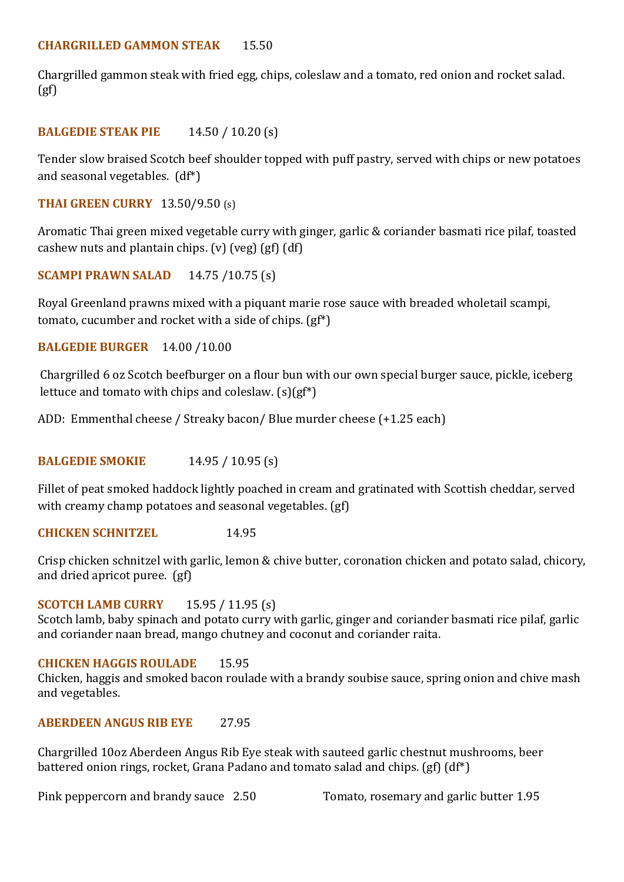**CHARGRILLED GAMMON STEAK** 15.50

Chargrilled gammon steak with fried egg, chips, coleslaw and a tomato, red onion and rocket salad. (gf)

**BALGEDIE STEAK PIE** 14.50 / 10.20 (s)

Tender slow braised Scotch beef shoulder topped with puff pastry, served with chips or new potatoes and seasonal vegetables. (df*)

**THAI GREEN CURRY** 13.50/9.50 (s)

Aromatic Thai green mixed vegetable curry with ginger, garlic & coriander basmati rice pilaf, toasted cashew nuts and plantain chips. (v) (veg) (gf) (df)

**SCAMPI PRAWN SALAD** 14.75 /10.75 (s)

Royal Greenland prawns mixed with a piquant marie rose sauce with breaded wholetail scampi, tomato, cucumber and rocket with a side of chips. (gf*)

**BALGEDIE BURGER** 14.00 /10.00

Chargrilled 6 oz Scotch beefburger on a flour bun with our own special burger sauce, pickle, iceberg lettuce and tomato with chips and coleslaw. (s)(gf*)

ADD: Emmenthal cheese / Streaky bacon/ Blue murder cheese (+1.25 each)

**BALGEDIE SMOKIE** 14.95 / 10.95 (s)

Fillet of peat smoked haddock lightly poached in cream and gratinated with Scottish cheddar, served with creamy champ potatoes and seasonal vegetables. (gf)

**CHICKEN SCHNITZEL** 14.95

Crisp chicken schnitzel with garlic, lemon & chive butter, coronation chicken and potato salad, chicory, and dried apricot puree. (gf)

**SCOTCH LAMB CURRY** 15.95 / 11.95 (s)

Scotch lamb, baby spinach and potato curry with garlic, ginger and coriander basmati rice pilaf, garlic and coriander naan bread, mango chutney and coconut and coriander raita.

**CHICKEN HAGGIS ROULADE** 15.95

Chicken, haggis and smoked bacon roulade with a brandy soubise sauce, spring onion and chive mash and vegetables.

**ABERDEEN ANGUS RIB EYE** 27.95

Chargrilled 10oz Aberdeen Angus Rib Eye steak with sauteed garlic chestnut mushrooms, beer battered onion rings, rocket, Grana Padano and tomato salad and chips. (gf) (df*)

Pink peppercorn and brandy sauce 2.50

Tomato, rosemary and garlic butter 1.95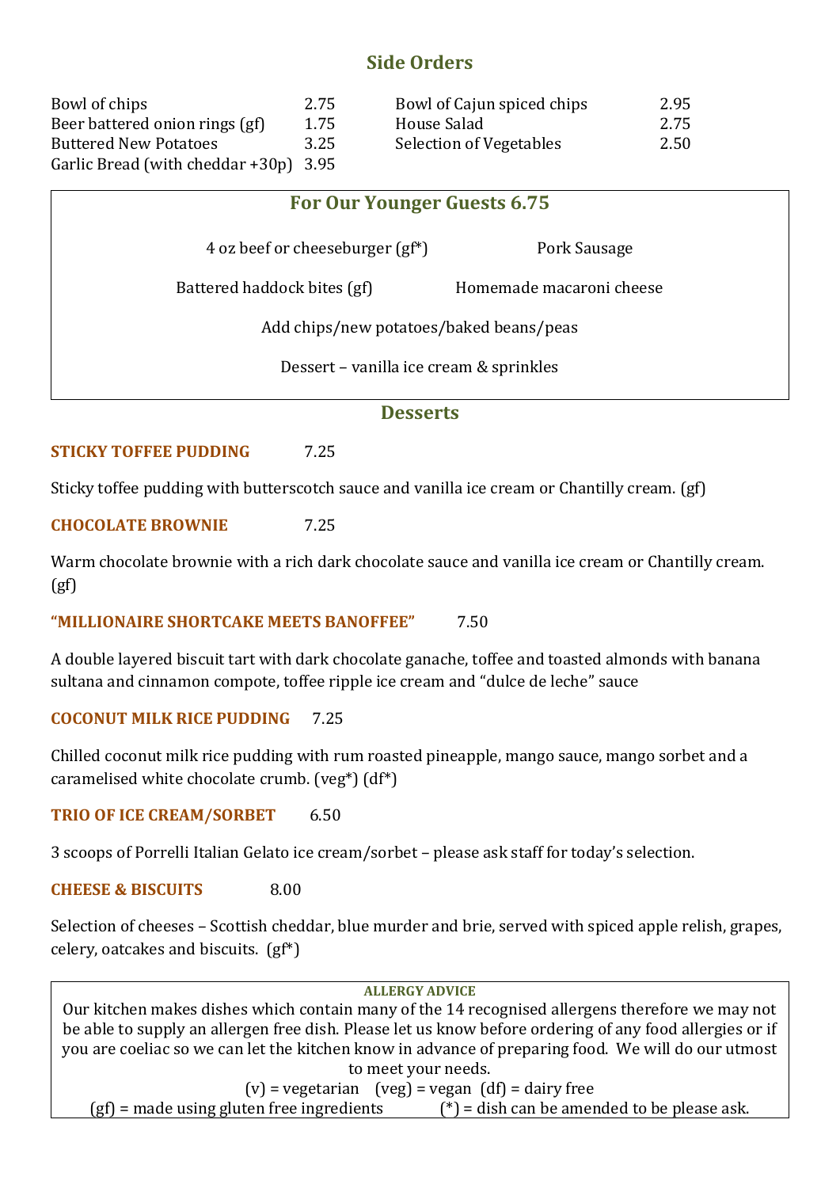## Side Orders

| | | | |
|---|---|---|---|
| Bowl of chips | 2.75 | Bowl of Cajun spiced chips | 2.95 |
| Beer battered onion rings (gf) | 1.75 | House Salad | 2.75 |
| Buttered New Potatoes | 3.25 | Selection of Vegetables | 2.50 |
| Garlic Bread (with cheddar +30p) | 3.95 | | |

## For Our Younger Guests 6.75

4 oz beef or cheeseburger (gf*) Pork Sausage

Battered haddock bites (gf) Homemade macaroni cheese

Add chips/new potatoes/baked beans/peas

Dessert – vanilla ice cream & sprinkles

## Desserts

**STICKY TOFFEE PUDDING** 7.25

Sticky toffee pudding with butterscotch sauce and vanilla ice cream or Chantilly cream. (gf)

**CHOCOLATE BROWNIE** 7.25

Warm chocolate brownie with a rich dark chocolate sauce and vanilla ice cream or Chantilly cream. (gf)

**"MILLIONAIRE SHORTCAKE MEETS BANOFFEE"** 7.50

A double layered biscuit tart with dark chocolate ganache, toffee and toasted almonds with banana sultana and cinnamon compote, toffee ripple ice cream and "dulce de leche" sauce

**COCONUT MILK RICE PUDDING** 7.25

Chilled coconut milk rice pudding with rum roasted pineapple, mango sauce, mango sorbet and a caramelised white chocolate crumb. (veg*) (df*)

**TRIO OF ICE CREAM/SORBET** 6.50

3 scoops of Porrelli Italian Gelato ice cream/sorbet – please ask staff for today's selection.

**CHEESE & BISCUITS** 8.00

Selection of cheeses – Scottish cheddar, blue murder and brie, served with spiced apple relish, grapes, celery, oatcakes and biscuits. (gf*)

**ALLERGY ADVICE**

Our kitchen makes dishes which contain many of the 14 recognised allergens therefore we may not be able to supply an allergen free dish. Please let us know before ordering of any food allergies or if you are coeliac so we can let the kitchen know in advance of preparing food. We will do our utmost to meet your needs.

(v) = vegetarian (veg) = vegan (df) = dairy free

(gf) = made using gluten free ingredients (*) = dish can be amended to be please ask.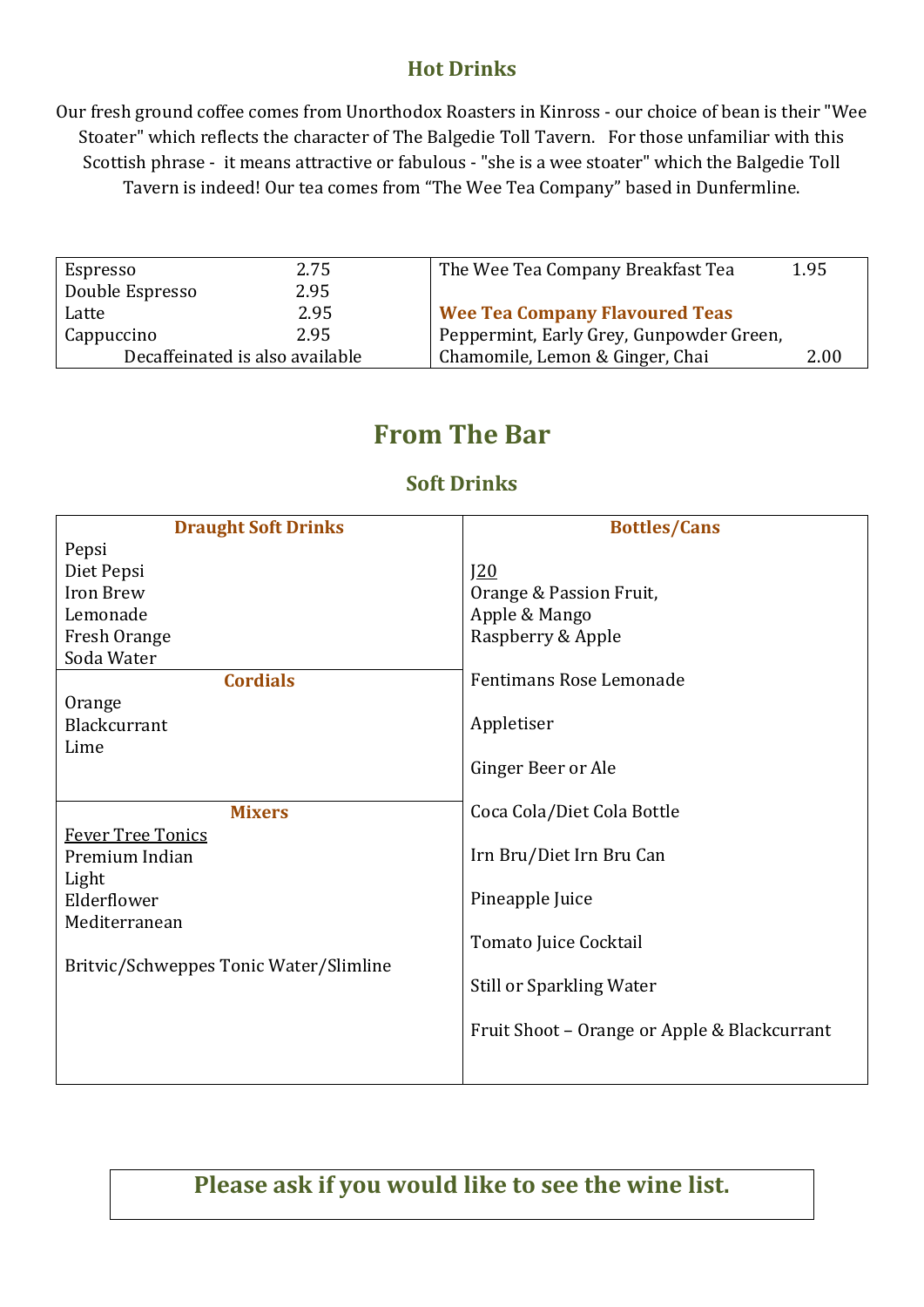## Hot Drinks

Our fresh ground coffee comes from Unorthodox Roasters in Kinross - our choice of bean is their "Wee Stoater" which reflects the character of The Balgedie Toll Tavern. For those unfamiliar with this Scottish phrase - it means attractive or fabulous - "she is a wee stoater" which the Balgedie Toll Tavern is indeed! Our tea comes from "The Wee Tea Company" based in Dunfermline.

| | | | |
|---|---|---|---|
| Espresso | 2.75 | The Wee Tea Company Breakfast Tea | 1.95 |
| Double Espresso | 2.95 | | |
| Latte | 2.95 | **Wee Tea Company Flavoured Teas** | |
| Cappuccino | 2.95 | Peppermint, Early Grey, Gunpowder Green, | |
| Decaffeinated is also available | | Chamomile, Lemon & Ginger, Chai | 2.00 |

# From The Bar

## Soft Drinks

| **Draught Soft Drinks** | **Bottles/Cans** |
|---|---|
| Pepsi | |
| Diet Pepsi | J20 |
| Iron Brew | Orange & Passion Fruit, |
| Lemonade | Apple & Mango |
| Fresh Orange | Raspberry & Apple |
| Soda Water | |
| **Cordials** | Fentimans Rose Lemonade |
| Orange | |
| Blackcurrant | Appletiser |
| Lime | |
| | Ginger Beer or Ale |
| **Mixers** | Coca Cola/Diet Cola Bottle |
| Fever Tree Tonics | |
| Premium Indian | Irn Bru/Diet Irn Bru Can |
| Light | |
| Elderflower | Pineapple Juice |
| Mediterranean | |
| | Tomato Juice Cocktail |
| Britvic/Schweppes Tonic Water/Slimline | |
| | Still or Sparkling Water |
| | |
| | Fruit Shoot – Orange or Apple & Blackcurrant |

**Please ask if you would like to see the wine list.**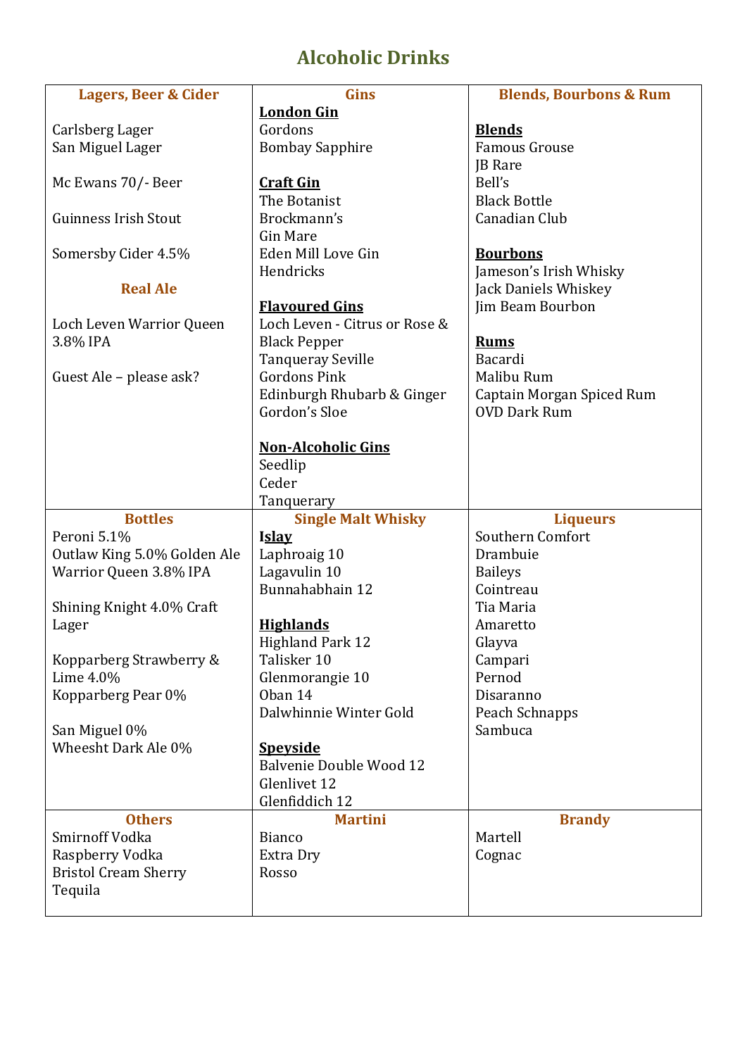# Alcoholic Drinks

| Lagers, Beer & Cider | Gins | Blends, Bourbons & Rum |
|---|---|---|
| Carlsberg Lager<br>San Miguel Lager<br><br>Mc Ewans 70/- Beer<br><br>Guinness Irish Stout<br><br>Somersby Cider 4.5%<br><br>**Real Ale**<br><br>Loch Leven Warrior Queen 3.8% IPA<br><br>Guest Ale – please ask? | **London Gin**<br>Gordons<br>Bombay Sapphire<br><br>**Craft Gin**<br>The Botanist<br>Brockmann's<br>Gin Mare<br>Eden Mill Love Gin<br>Hendricks<br><br>**Flavoured Gins**<br>Loch Leven - Citrus or Rose & Black Pepper<br>Tanqueray Seville<br>Gordons Pink<br>Edinburgh Rhubarb & Ginger<br>Gordon's Sloe<br><br>**Non-Alcoholic Gins**<br>Seedlip<br>Ceder<br>Tanquerary | **Blends**<br>Famous Grouse<br>JB Rare<br>Bell's<br>Black Bottle<br>Canadian Club<br><br>**Bourbons**<br>Jameson's Irish Whisky<br>Jack Daniels Whiskey<br>Jim Beam Bourbon<br><br>**Rums**<br>Bacardi<br>Malibu Rum<br>Captain Morgan Spiced Rum<br>OVD Dark Rum |
| **Bottles** | **Single Malt Whisky** | **Liqueurs** |
| Peroni 5.1%<br>Outlaw King 5.0% Golden Ale<br>Warrior Queen 3.8% IPA<br><br>Shining Knight 4.0% Craft Lager<br><br>Kopparberg Strawberry & Lime 4.0%<br>Kopparberg Pear 0%<br><br>San Miguel 0%<br>Wheesht Dark Ale 0% | **Islay**<br>Laphroaig 10<br>Lagavulin 10<br>Bunnahabhain 12<br><br>**Highlands**<br>Highland Park 12<br>Talisker 10<br>Glenmorangie 10<br>Oban 14<br>Dalwhinnie Winter Gold<br><br>**Speyside**<br>Balvenie Double Wood 12<br>Glenlivet 12<br>Glenfiddich 12 | Southern Comfort<br>Drambuie<br>Baileys<br>Cointreau<br>Tia Maria<br>Amaretto<br>Glayva<br>Campari<br>Pernod<br>Disaranno<br>Peach Schnapps<br>Sambuca |
| **Others** | **Martini** | **Brandy** |
| Smirnoff Vodka<br>Raspberry Vodka<br>Bristol Cream Sherry<br>Tequila | Bianco<br>Extra Dry<br>Rosso | Martell<br>Cognac |